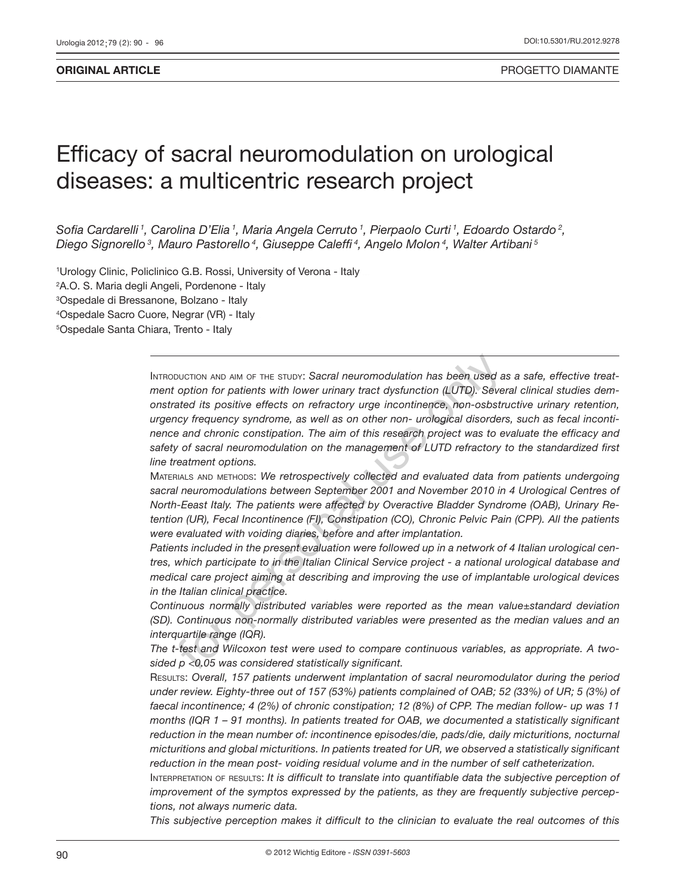**ORIGINAL ARTICLE**

PROGETTO DIAMANTE

# Efficacy of sacral neuromodulation on urological diseases: a multicentric research project

*Sofia Cardarelli [1], Carolina D'Elia [1], Maria Angela Cerruto [1], Pierpaolo Curti [1], Edoardo Ostardo [2], Diego Signorello [3], Mauro Pastorello [4], Giuseppe Caleffi [4], Angelo Molon [4], Walter Artibani [5]*

[1]Urology Clinic, Policlinico G.B. Rossi, University of Verona - Italy
[2]A.O. S. Maria degli Angeli, Pordenone - Italy
[3]Ospedale di Bressanone, Bolzano - Italy
[4]Ospedale Sacro Cuore, Negrar (VR) - Italy
[5]Ospedale Santa Chiara, Trento - Italy

Introduction and aim of the study: *Sacral neuromodulation has been used as a safe, effective treatment option for patients with lower urinary tract dysfunction (LUTD). Several clinical studies demonstrated its positive effects on refractory urge incontinence, non-osbstructive urinary retention, urgency frequency syndrome, as well as on other non- urological disorders, such as fecal incontinence and chronic constipation. The aim of this research project was to evaluate the efficacy and safety of sacral neuromodulation on the management of LUTD refractory to the standardized first line treatment options.*

Materials and methods: *We retrospectively collected and evaluated data from patients undergoing sacral neuromodulations between September 2001 and November 2010 in 4 Urological Centres of North-Eeast Italy. The patients were affected by Overactive Bladder Syndrome (OAB), Urinary Retention (UR), Fecal Incontinence (FI), Constipation (CO), Chronic Pelvic Pain (CPP). All the patients were evaluated with voiding diaries, before and after implantation.*

*Patients included in the present evaluation were followed up in a network of 4 Italian urological centres, which participate to in the Italian Clinical Service project - a national urological database and medical care project aiming at describing and improving the use of implantable urological devices in the Italian clinical practice.*

*Continuous normally distributed variables were reported as the mean value±standard deviation (SD). Continuous non-normally distributed variables were presented as the median values and an interquartile range (IQR).*

*The t-test and Wilcoxon test were used to compare continuous variables, as appropriate. A two-sided $p < 0.05$ was considered statistically significant.*

Results: *Overall, 157 patients underwent implantation of sacral neuromodulator during the period under review. Eighty-three out of 157 (53%) patients complained of OAB; 52 (33%) of UR; 5 (3%) of faecal incontinence; 4 (2%) of chronic constipation; 12 (8%) of CPP. The median follow- up was 11 months (IQR 1 – 91 months). In patients treated for OAB, we documented a statistically significant reduction in the mean number of: incontinence episodes/die, pads/die, daily micturitions, nocturnal micturitions and global micturitions. In patients treated for UR, we observed a statistically significant reduction in the mean post- voiding residual volume and in the number of self catheterization.*

Interpretation of results: *It is difficult to translate into quantifiable data the subjective perception of improvement of the symptos expressed by the patients, as they are frequently subjective perceptions, not always numeric data.*

*This subjective perception makes it difficult to the clinician to evaluate the real outcomes of this*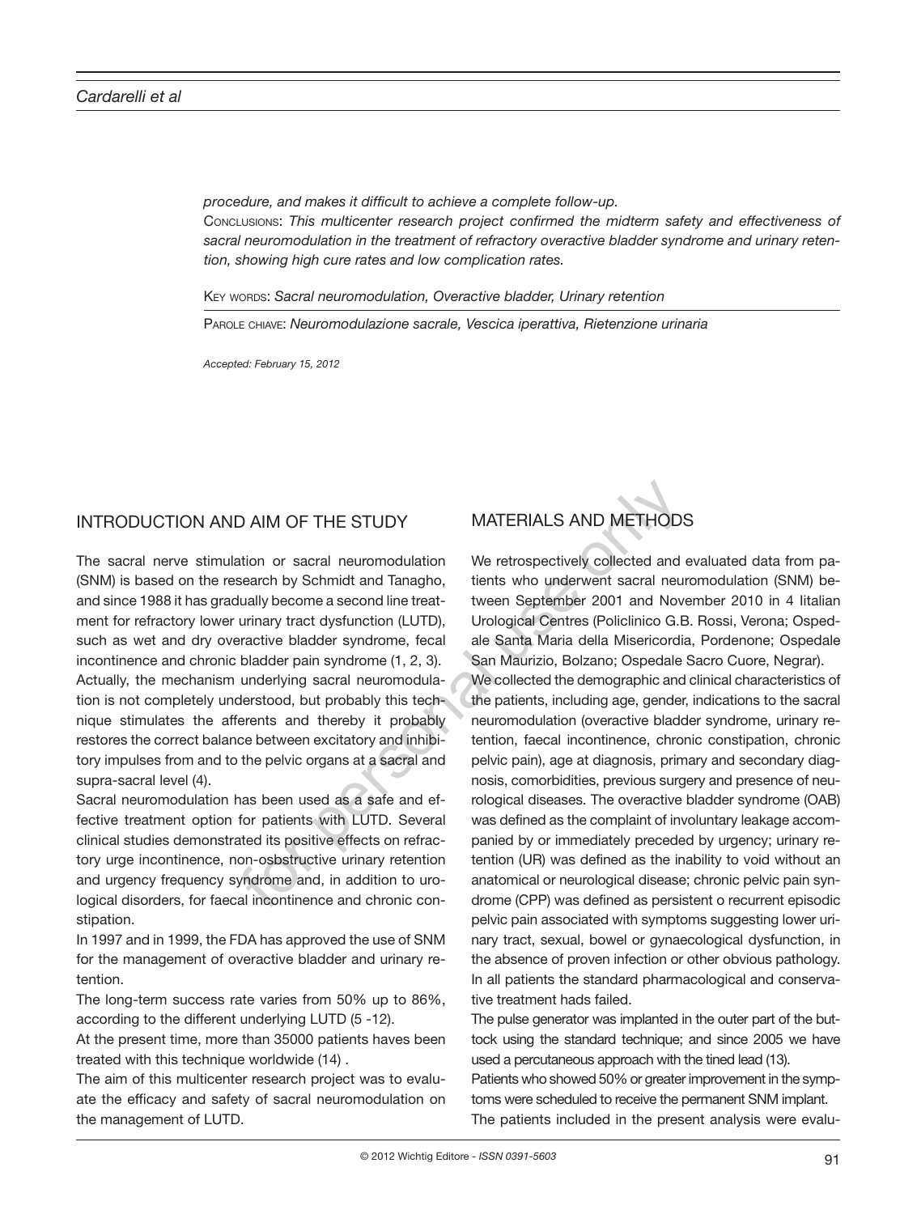*procedure, and makes it difficult to achieve a complete follow-up.*

Conclusions: *This multicenter research project confirmed the midterm safety and effectiveness of sacral neuromodulation in the treatment of refractory overactive bladder syndrome and urinary retention, showing high cure rates and low complication rates.*

Key words: *Sacral neuromodulation, Overactive bladder, Urinary retention*

Parole chiave: *Neuromodulazione sacrale, Vescica iperattiva, Rietenzione urinaria*

*Accepted: February 15, 2012*

## INTRODUCTION AND AIM OF THE STUDY

The sacral nerve stimulation or sacral neuromodulation (SNM) is based on the research by Schmidt and Tanagho, and since 1988 it has gradually become a second line treatment for refractory lower urinary tract dysfunction (LUTD), such as wet and dry overactive bladder syndrome, fecal incontinence and chronic bladder pain syndrome (1, 2, 3).

Actually, the mechanism underlying sacral neuromodulation is not completely understood, but probably this technique stimulates the afferents and thereby it probably restores the correct balance between excitatory and inhibitory impulses from and to the pelvic organs at a sacral and supra-sacral level (4).

Sacral neuromodulation has been used as a safe and effective treatment option for patients with LUTD. Several clinical studies demonstrated its positive effects on refractory urge incontinence, non-osbstructive urinary retention and urgency frequency syndrome and, in addition to urological disorders, for faecal incontinence and chronic constipation.

In 1997 and in 1999, the FDA has approved the use of SNM for the management of overactive bladder and urinary retention.

The long-term success rate varies from 50% up to 86%, according to the different underlying LUTD (5 -12).

At the present time, more than 35000 patients haves been treated with this technique worldwide (14) .

The aim of this multicenter research project was to evaluate the efficacy and safety of sacral neuromodulation on the management of LUTD.

## MATERIALS AND METHODS

We retrospectively collected and evaluated data from patients who underwent sacral neuromodulation (SNM) between September 2001 and November 2010 in 4 Iitalian Urological Centres (Policlinico G.B. Rossi, Verona; Ospedale Santa Maria della Misericordia, Pordenone; Ospedale San Maurizio, Bolzano; Ospedale Sacro Cuore, Negrar).

We collected the demographic and clinical characteristics of the patients, including age, gender, indications to the sacral neuromodulation (overactive bladder syndrome, urinary retention, faecal incontinence, chronic constipation, chronic pelvic pain), age at diagnosis, primary and secondary diagnosis, comorbidities, previous surgery and presence of neurological diseases. The overactive bladder syndrome (OAB) was defined as the complaint of involuntary leakage accompanied by or immediately preceded by urgency; urinary retention (UR) was defined as the inability to void without an anatomical or neurological disease; chronic pelvic pain syndrome (CPP) was defined as persistent o recurrent episodic pelvic pain associated with symptoms suggesting lower urinary tract, sexual, bowel or gynaecological dysfunction, in the absence of proven infection or other obvious pathology. In all patients the standard pharmacological and conservative treatment hads failed.

The pulse generator was implanted in the outer part of the buttock using the standard technique; and since 2005 we have used a percutaneous approach with the tined lead (13).

Patients who showed 50% or greater improvement in the symptoms were scheduled to receive the permanent SNM implant.

The patients included in the present analysis were evalu-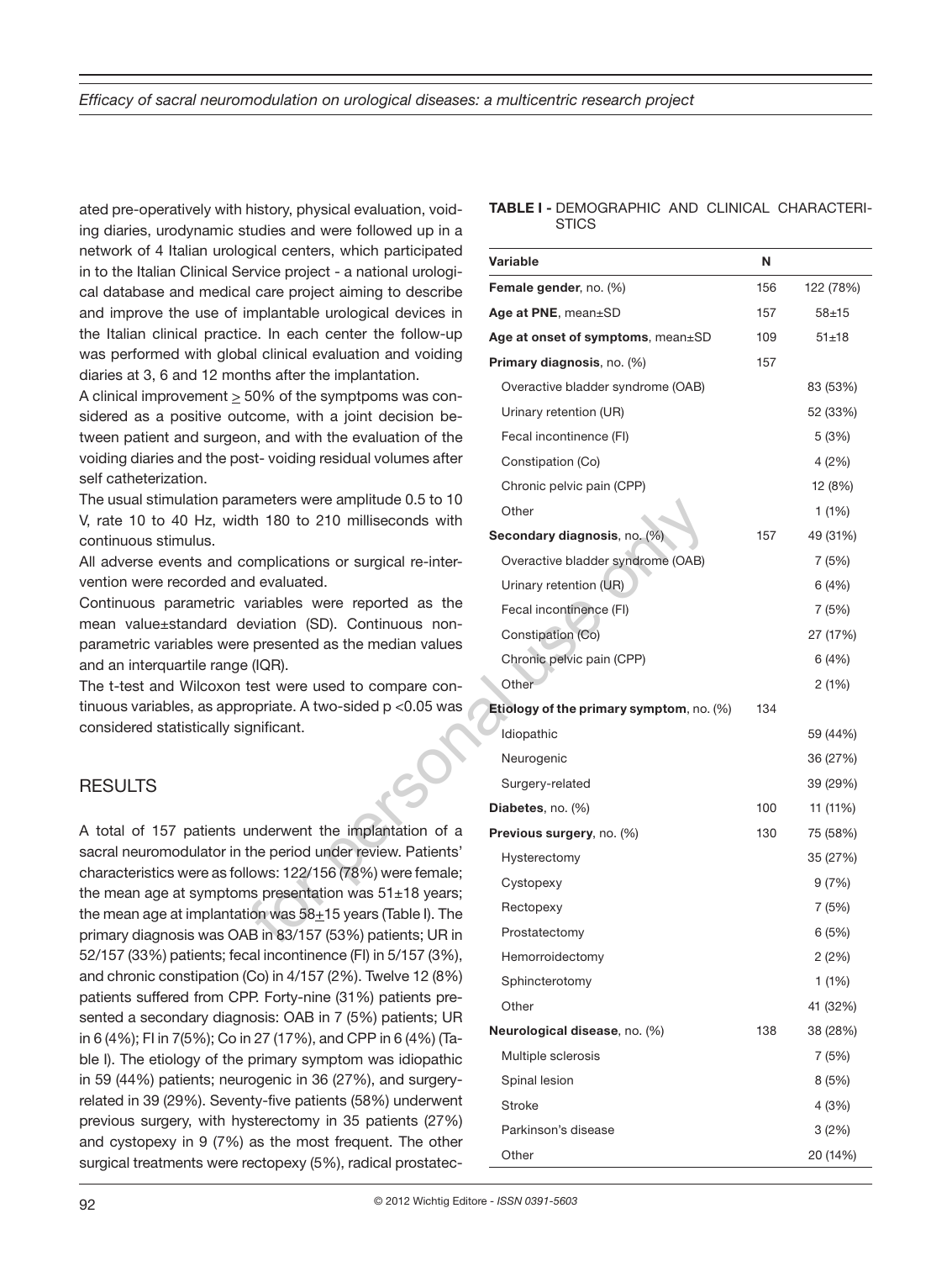ated pre-operatively with history, physical evaluation, voiding diaries, urodynamic studies and were followed up in a network of 4 Italian urological centers, which participated in to the Italian Clinical Service project - a national urological database and medical care project aiming to describe and improve the use of implantable urological devices in the Italian clinical practice. In each center the follow-up was performed with global clinical evaluation and voiding diaries at 3, 6 and 12 months after the implantation.

A clinical improvement $\geq$ 50% of the symptpoms was considered as a positive outcome, with a joint decision between patient and surgeon, and with the evaluation of the voiding diaries and the post- voiding residual volumes after self catheterization.

The usual stimulation parameters were amplitude 0.5 to 10 V, rate 10 to 40 Hz, width 180 to 210 milliseconds with continuous stimulus.

All adverse events and complications or surgical re-intervention were recorded and evaluated.

Continuous parametric variables were reported as the mean value±standard deviation (SD). Continuous non-parametric variables were presented as the median values and an interquartile range (IQR).

The t-test and Wilcoxon test were used to compare continuous variables, as appropriate. A two-sided p <0.05 was considered statistically significant.

## RESULTS

A total of 157 patients underwent the implantation of a sacral neuromodulator in the period under review. Patients' characteristics were as follows: 122/156 (78%) were female; the mean age at symptoms presentation was 51±18 years; the mean age at implantation was 58±15 years (Table I). The primary diagnosis was OAB in 83/157 (53%) patients; UR in 52/157 (33%) patients; fecal incontinence (FI) in 5/157 (3%), and chronic constipation (Co) in 4/157 (2%). Twelve 12 (8%) patients suffered from CPP. Forty-nine (31%) patients presented a secondary diagnosis: OAB in 7 (5%) patients; UR in 6 (4%); FI in 7(5%); Co in 27 (17%), and CPP in 6 (4%) (Table I). The etiology of the primary symptom was idiopathic in 59 (44%) patients; neurogenic in 36 (27%), and surgery-related in 39 (29%). Seventy-five patients (58%) underwent previous surgery, with hysterectomy in 35 patients (27%) and cystopexy in 9 (7%) as the most frequent. The other surgical treatments were rectopexy (5%), radical prostatec-

**TABLE I -** DEMOGRAPHIC AND CLINICAL CHARACTERISTICS

| Variable | N | |
|---|---|---|
| **Female gender**, no. (%) | 156 | 122 (78%) |
| **Age at PNE**, mean±SD | 157 | 58±15 |
| **Age at onset of symptoms**, mean±SD | 109 | 51±18 |
| **Primary diagnosis**, no. (%) | 157 | |
| Overactive bladder syndrome (OAB) | | 83 (53%) |
| Urinary retention (UR) | | 52 (33%) |
| Fecal incontinence (FI) | | 5 (3%) |
| Constipation (Co) | | 4 (2%) |
| Chronic pelvic pain (CPP) | | 12 (8%) |
| Other | | 1 (1%) |
| **Secondary diagnosis**, no. (%) | 157 | 49 (31%) |
| Overactive bladder syndrome (OAB) | | 7 (5%) |
| Urinary retention (UR) | | 6 (4%) |
| Fecal incontinence (FI) | | 7 (5%) |
| Constipation (Co) | | 27 (17%) |
| Chronic pelvic pain (CPP) | | 6 (4%) |
| Other | | 2 (1%) |
| **Etiology of the primary symptom**, no. (%) | 134 | |
| Idiopathic | | 59 (44%) |
| Neurogenic | | 36 (27%) |
| Surgery-related | | 39 (29%) |
| **Diabetes**, no. (%) | 100 | 11 (11%) |
| **Previous surgery**, no. (%) | 130 | 75 (58%) |
| Hysterectomy | | 35 (27%) |
| Cystopexy | | 9 (7%) |
| Rectopexy | | 7 (5%) |
| Prostatectomy | | 6 (5%) |
| Hemorroidectomy | | 2 (2%) |
| Sphincterotomy | | 1 (1%) |
| Other | | 41 (32%) |
| **Neurological disease**, no. (%) | 138 | 38 (28%) |
| Multiple sclerosis | | 7 (5%) |
| Spinal lesion | | 8 (5%) |
| Stroke | | 4 (3%) |
| Parkinson's disease | | 3 (2%) |
| Other | | 20 (14%) |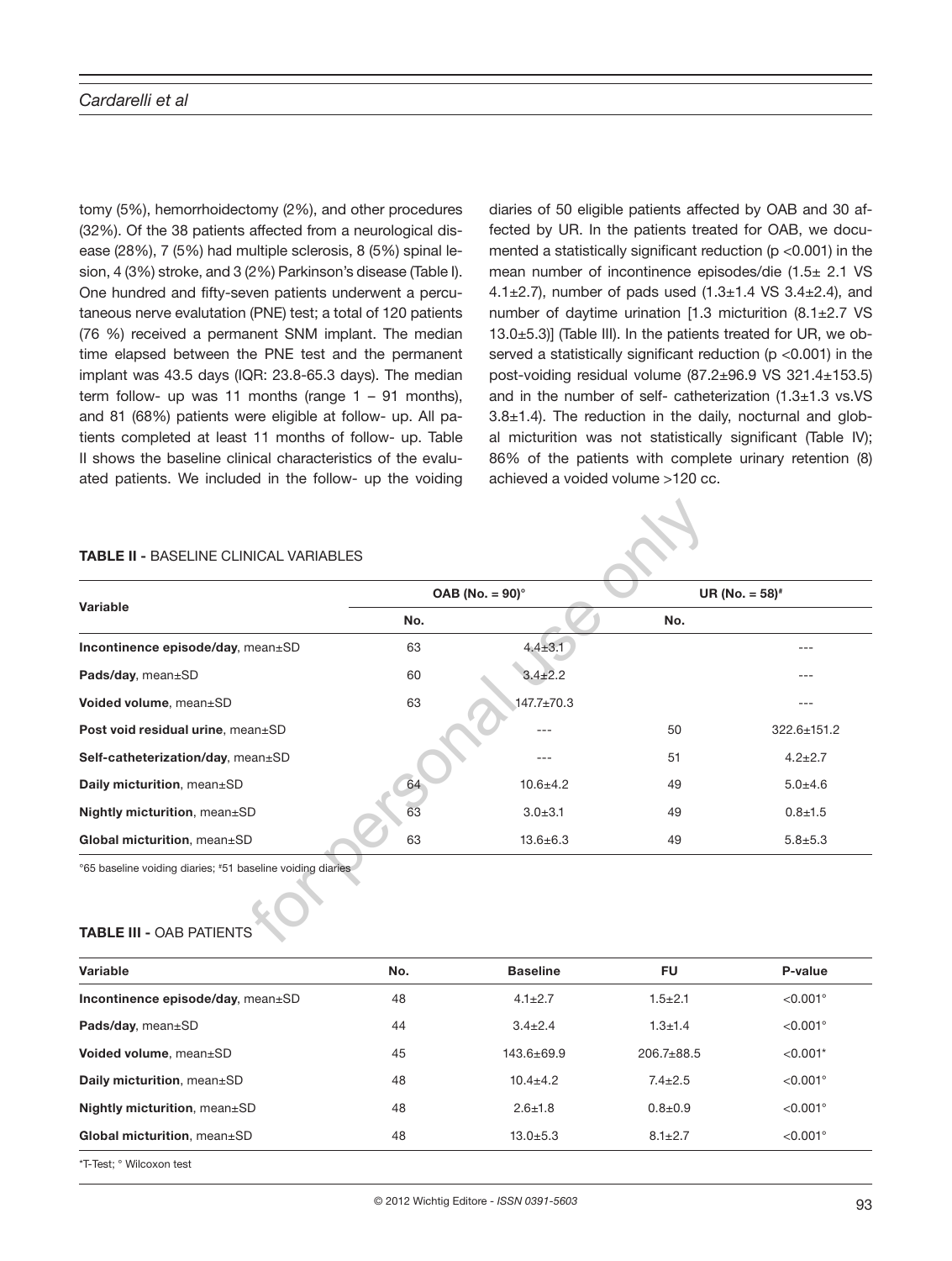tomy (5%), hemorrhoidectomy (2%), and other procedures (32%). Of the 38 patients affected from a neurological disease (28%), 7 (5%) had multiple sclerosis, 8 (5%) spinal lesion, 4 (3%) stroke, and 3 (2%) Parkinson's disease (Table I). One hundred and fifty-seven patients underwent a percutaneous nerve evalutation (PNE) test; a total of 120 patients (76 %) received a permanent SNM implant. The median time elapsed between the PNE test and the permanent implant was 43.5 days (IQR: 23.8-65.3 days). The median term follow- up was 11 months (range 1 – 91 months), and 81 (68%) patients were eligible at follow- up. All patients completed at least 11 months of follow- up. Table II shows the baseline clinical characteristics of the evaluated patients. We included in the follow- up the voiding diaries of 50 eligible patients affected by OAB and 30 affected by UR. In the patients treated for OAB, we documented a statistically significant reduction (p <0.001) in the mean number of incontinence episodes/die (1.5± 2.1 VS 4.1±2.7), number of pads used (1.3±1.4 VS 3.4±2.4), and number of daytime urination [1.3 micturition (8.1±2.7 VS 13.0±5.3)] (Table III). In the patients treated for UR, we observed a statistically significant reduction (p <0.001) in the post-voiding residual volume (87.2±96.9 VS 321.4±153.5) and in the number of self- catheterization (1.3±1.3 vs.VS 3.8±1.4). The reduction in the daily, nocturnal and global micturition was not statistically significant (Table IV); 86% of the patients with complete urinary retention (8) achieved a voided volume >120 cc.

**TABLE II -** BASELINE CLINICAL VARIABLES

| Variable | OAB (No. = 90)° | | UR (No. = 58)# | |
|---|---|---|---|---|
| | No. | | No. | |
| **Incontinence episode/day**, mean±SD | 63 | 4.4±3.1 | | --- |
| **Pads/day**, mean±SD | 60 | 3.4±2.2 | | --- |
| **Voided volume**, mean±SD | 63 | 147.7±70.3 | | --- |
| **Post void residual urine**, mean±SD | | --- | 50 | 322.6±151.2 |
| **Self-catheterization/day**, mean±SD | | --- | 51 | 4.2±2.7 |
| **Daily micturition**, mean±SD | 64 | 10.6±4.2 | 49 | 5.0±4.6 |
| **Nightly micturition**, mean±SD | 63 | 3.0±3.1 | 49 | 0.8±1.5 |
| **Global micturition**, mean±SD | 63 | 13.6±6.3 | 49 | 5.8±5.3 |

°65 baseline voiding diaries; #51 baseline voiding diaries

**TABLE III -** OAB PATIENTS

| Variable | No. | Baseline | FU | P-value |
|---|---|---|---|---|
| **Incontinence episode/day**, mean±SD | 48 | 4.1±2.7 | 1.5±2.1 | <0.001° |
| **Pads/day**, mean±SD | 44 | 3.4±2.4 | 1.3±1.4 | <0.001° |
| **Voided volume**, mean±SD | 45 | 143.6±69.9 | 206.7±88.5 | <0.001* |
| **Daily micturition**, mean±SD | 48 | 10.4±4.2 | 7.4±2.5 | <0.001° |
| **Nightly micturition**, mean±SD | 48 | 2.6±1.8 | 0.8±0.9 | <0.001° |
| **Global micturition**, mean±SD | 48 | 13.0±5.3 | 8.1±2.7 | <0.001° |

*T-Test; ° Wilcoxon test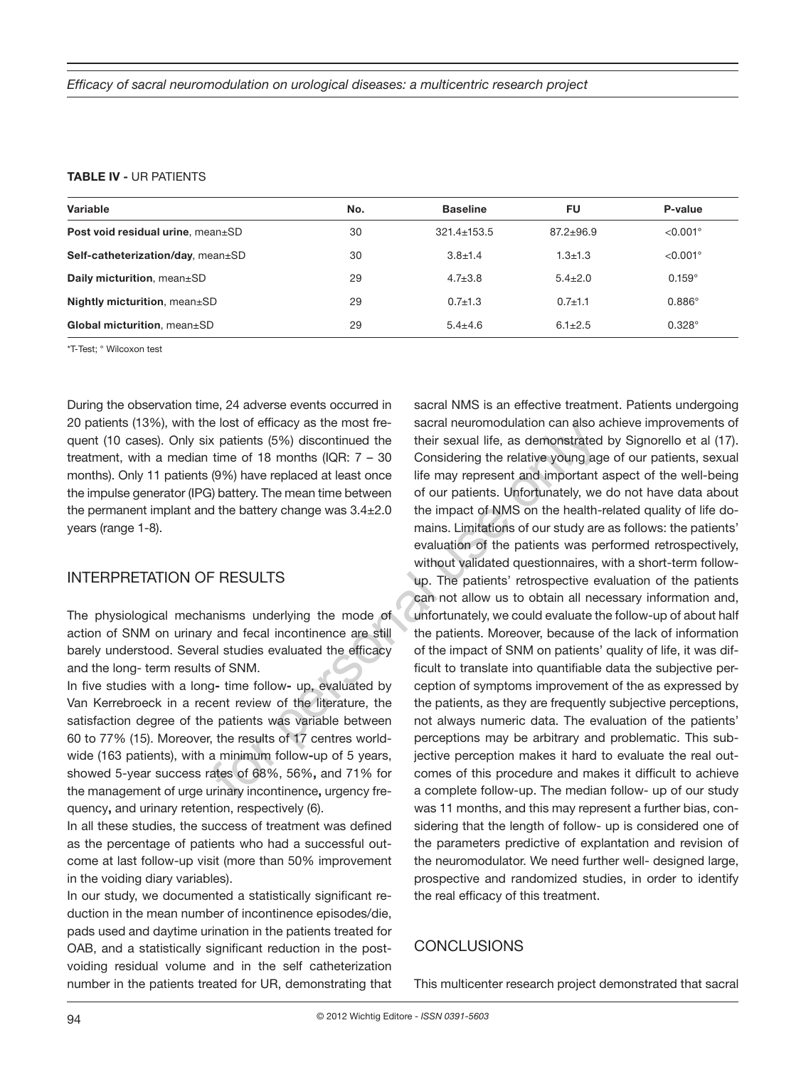**TABLE IV -** UR PATIENTS

| Variable | No. | Baseline | FU | P-value |
|---|---|---|---|---|
| **Post void residual urine**, mean±SD | 30 | 321.4±153.5 | 87.2±96.9 | <0.001° |
| **Self-catheterization/day**, mean±SD | 30 | 3.8±1.4 | 1.3±1.3 | <0.001° |
| **Daily micturition**, mean±SD | 29 | 4.7±3.8 | 5.4±2.0 | 0.159° |
| **Nightly micturition**, mean±SD | 29 | 0.7±1.3 | 0.7±1.1 | 0.886° |
| **Global micturition**, mean±SD | 29 | 5.4±4.6 | 6.1±2.5 | 0.328° |

*T-Test; ° Wilcoxon test

During the observation time, 24 adverse events occurred in 20 patients (13%), with the lost of efficacy as the most frequent (10 cases). Only six patients (5%) discontinued the treatment, with a median time of 18 months (IQR: 7 – 30 months). Only 11 patients (9%) have replaced at least once the impulse generator (IPG) battery. The mean time between the permanent implant and the battery change was 3.4±2.0 years (range 1-8).

## INTERPRETATION OF RESULTS

The physiological mechanisms underlying the mode of action of SNM on urinary and fecal incontinence are still barely understood. Several studies evaluated the efficacy and the long- term results of SNM.

In five studies with a long- time follow- up, evaluated by Van Kerrebroeck in a recent review of the literature, the satisfaction degree of the patients was variable between 60 to 77% (15). Moreover, the results of 17 centres worldwide (163 patients), with a minimum follow-up of 5 years, showed 5-year success rates of 68%, 56%, and 71% for the management of urge urinary incontinence, urgency frequency, and urinary retention, respectively (6).

In all these studies, the success of treatment was defined as the percentage of patients who had a successful outcome at last follow-up visit (more than 50% improvement in the voiding diary variables).

In our study, we documented a statistically significant reduction in the mean number of incontinence episodes/die, pads used and daytime urination in the patients treated for OAB, and a statistically significant reduction in the post-voiding residual volume and in the self catheterization number in the patients treated for UR, demonstrating that sacral NMS is an effective treatment. Patients undergoing sacral neuromodulation can also achieve improvements of their sexual life, as demonstrated by Signorello et al (17). Considering the relative young age of our patients, sexual life may represent and important aspect of the well-being of our patients. Unfortunately, we do not have data about the impact of NMS on the health-related quality of life domains. Limitations of our study are as follows: the patients' evaluation of the patients was performed retrospectively, without validated questionnaires, with a short-term follow-up. The patients' retrospective evaluation of the patients can not allow us to obtain all necessary information and, unfortunately, we could evaluate the follow-up of about half the patients. Moreover, because of the lack of information of the impact of SNM on patients' quality of life, it was difficult to translate into quantifiable data the subjective perception of symptoms improvement of the as expressed by the patients, as they are frequently subjective perceptions, not always numeric data. The evaluation of the patients' perceptions may be arbitrary and problematic. This subjective perception makes it hard to evaluate the real outcomes of this procedure and makes it difficult to achieve a complete follow-up. The median follow- up of our study was 11 months, and this may represent a further bias, considering that the length of follow- up is considered one of the parameters predictive of explantation and revision of the neuromodulator. We need further well- designed large, prospective and randomized studies, in order to identify the real efficacy of this treatment.

## CONCLUSIONS

This multicenter research project demonstrated that sacral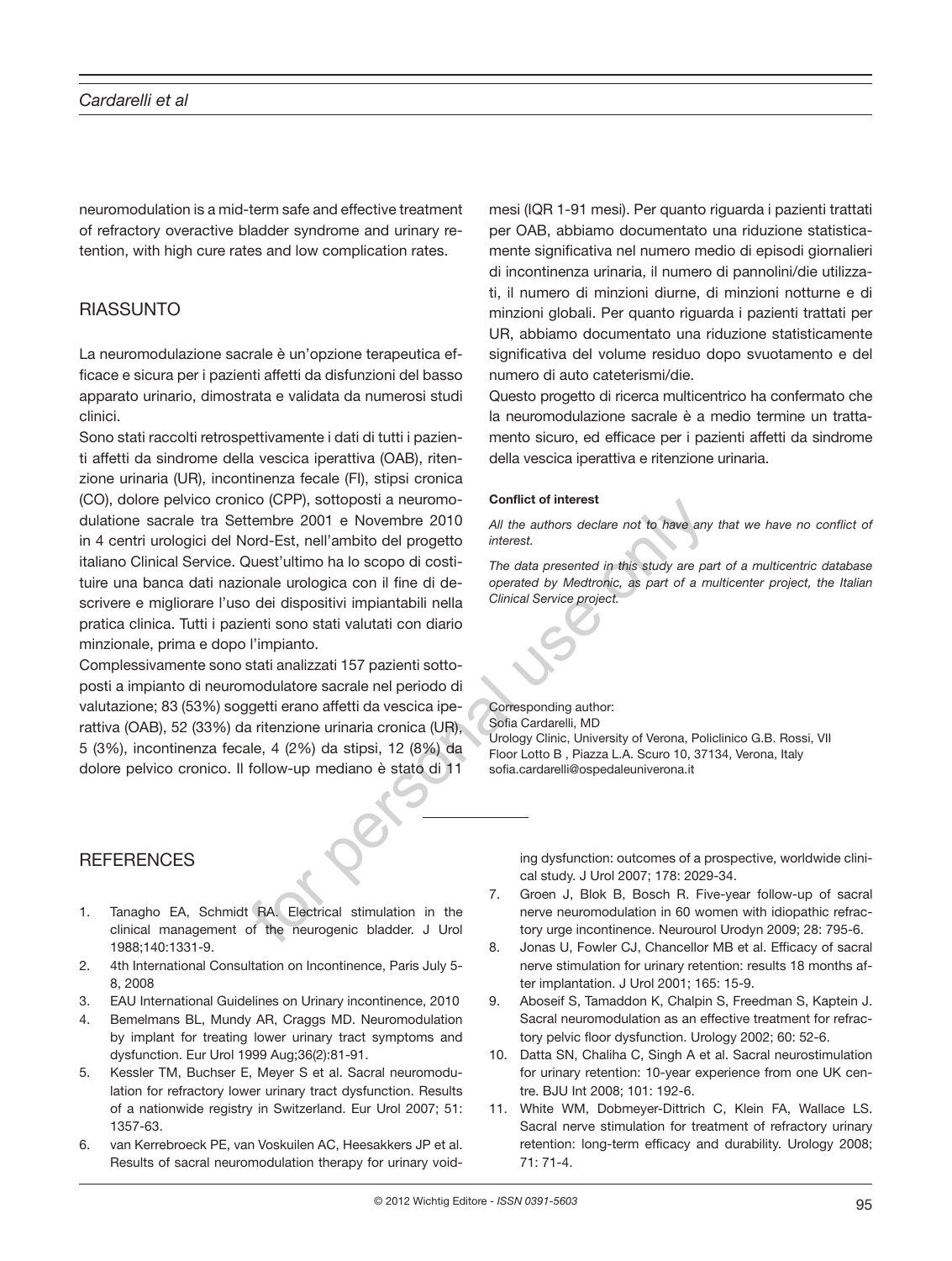neuromodulation is a mid-term safe and effective treatment of refractory overactive bladder syndrome and urinary retention, with high cure rates and low complication rates.

## RIASSUNTO

La neuromodulazione sacrale è un'opzione terapeutica efficace e sicura per i pazienti affetti da disfunzioni del basso apparato urinario, dimostrata e validata da numerosi studi clinici.

Sono stati raccolti retrospettivamente i dati di tutti i pazienti affetti da sindrome della vescica iperattiva (OAB), ritenzione urinaria (UR), incontinenza fecale (FI), stipsi cronica (CO), dolore pelvico cronico (CPP), sottoposti a neuromodulatione sacrale tra Settembre 2001 e Novembre 2010 in 4 centri urologici del Nord-Est, nell'ambito del progetto italiano Clinical Service. Quest'ultimo ha lo scopo di costituire una banca dati nazionale urologica con il fine di descrivere e migliorare l'uso dei dispositivi impiantabili nella pratica clinica. Tutti i pazienti sono stati valutati con diario minzionale, prima e dopo l'impianto.

Complessivamente sono stati analizzati 157 pazienti sottoposti a impianto di neuromodulatore sacrale nel periodo di valutazione; 83 (53%) soggetti erano affetti da vescica iperattiva (OAB), 52 (33%) da ritenzione urinaria cronica (UR), 5 (3%), incontinenza fecale, 4 (2%) da stipsi, 12 (8%) da dolore pelvico cronico. Il follow-up mediano è stato di 11 mesi (IQR 1-91 mesi). Per quanto riguarda i pazienti trattati per OAB, abbiamo documentato una riduzione statisticamente significativa nel numero medio di episodi giornalieri di incontinenza urinaria, il numero di pannolini/die utilizzati, il numero di minzioni diurne, di minzioni notturne e di minzioni globali. Per quanto riguarda i pazienti trattati per UR, abbiamo documentato una riduzione statisticamente significativa del volume residuo dopo svuotamento e del numero di auto cateterismi/die.

Questo progetto di ricerca multicentrico ha confermato che la neuromodulazione sacrale è a medio termine un trattamento sicuro, ed efficace per i pazienti affetti da sindrome della vescica iperattiva e ritenzione urinaria.

**Conflict of interest**

*All the authors declare not to have any that we have no conflict of interest.*

*The data presented in this study are part of a multicentric database operated by Medtronic, as part of a multicenter project, the Italian Clinical Service project.*

Corresponding author:
Sofia Cardarelli, MD
Urology Clinic, University of Verona, Policlinico G.B. Rossi, VII Floor Lotto B , Piazza L.A. Scuro 10, 37134, Verona, Italy
sofia.cardarelli@ospedaleuniverona.it

## REFERENCES

1. Tanagho EA, Schmidt RA. Electrical stimulation in the clinical management of the neurogenic bladder. J Urol 1988;140:1331-9.
2. 4th International Consultation on Incontinence, Paris July 5-8, 2008
3. EAU International Guidelines on Urinary incontinence, 2010
4. Bemelmans BL, Mundy AR, Craggs MD. Neuromodulation by implant for treating lower urinary tract symptoms and dysfunction. Eur Urol 1999 Aug;36(2):81-91.
5. Kessler TM, Buchser E, Meyer S et al. Sacral neuromodulation for refractory lower urinary tract dysfunction. Results of a nationwide registry in Switzerland. Eur Urol 2007; 51: 1357-63.
6. van Kerrebroeck PE, van Voskuilen AC, Heesakkers JP et al. Results of sacral neuromodulation therapy for urinary voiding dysfunction: outcomes of a prospective, worldwide clinical study. J Urol 2007; 178: 2029-34.
7. Groen J, Blok B, Bosch R. Five-year follow-up of sacral nerve neuromodulation in 60 women with idiopathic refractory urge incontinence. Neurourol Urodyn 2009; 28: 795-6.
8. Jonas U, Fowler CJ, Chancellor MB et al. Efficacy of sacral nerve stimulation for urinary retention: results 18 months after implantation. J Urol 2001; 165: 15-9.
9. Aboseif S, Tamaddon K, Chalpin S, Freedman S, Kaptein J. Sacral neuromodulation as an effective treatment for refractory pelvic floor dysfunction. Urology 2002; 60: 52-6.
10. Datta SN, Chaliha C, Singh A et al. Sacral neurostimulation for urinary retention: 10-year experience from one UK centre. BJU Int 2008; 101: 192-6.
11. White WM, Dobmeyer-Dittrich C, Klein FA, Wallace LS. Sacral nerve stimulation for treatment of refractory urinary retention: long-term efficacy and durability. Urology 2008; 71: 71-4.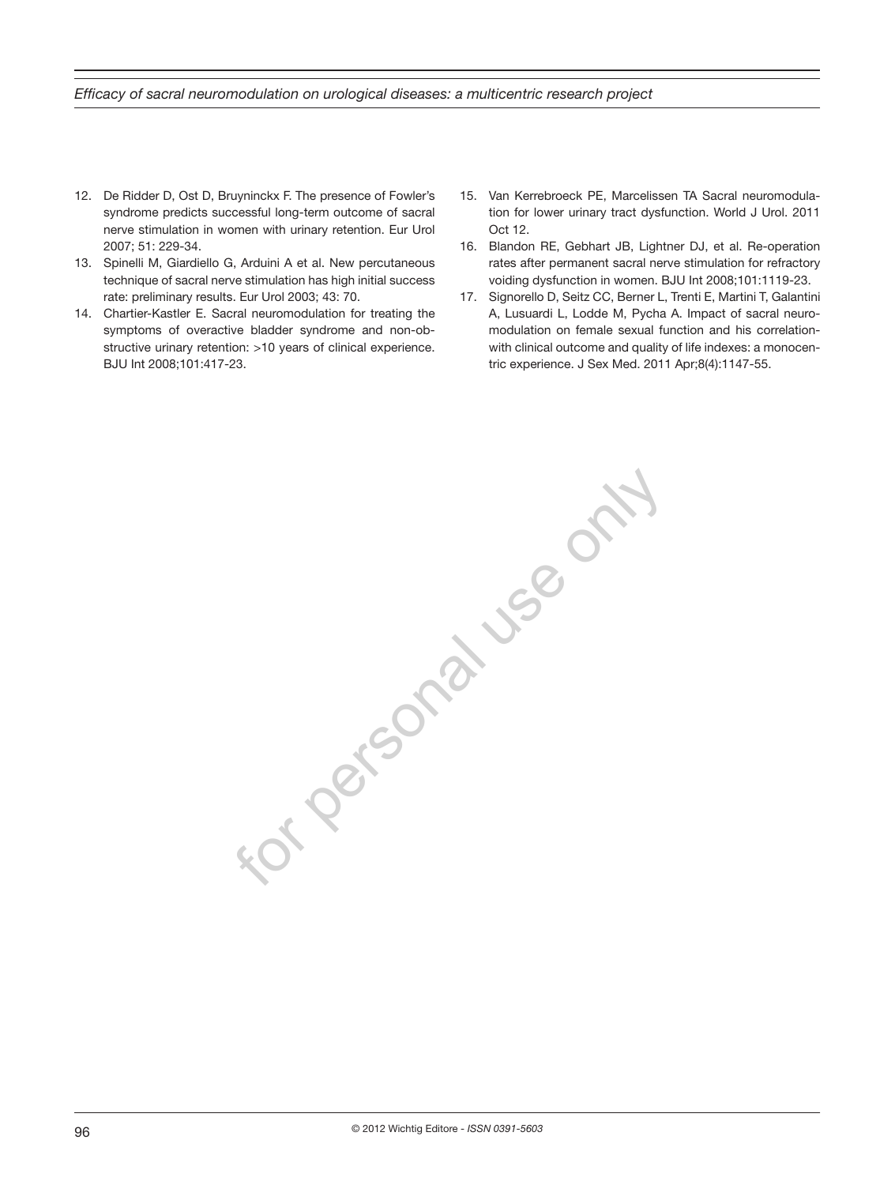12. De Ridder D, Ost D, Bruyninckx F. The presence of Fowler's syndrome predicts successful long-term outcome of sacral nerve stimulation in women with urinary retention. Eur Urol 2007; 51: 229-34.
13. Spinelli M, Giardiello G, Arduini A et al. New percutaneous technique of sacral nerve stimulation has high initial success rate: preliminary results. Eur Urol 2003; 43: 70.
14. Chartier-Kastler E. Sacral neuromodulation for treating the symptoms of overactive bladder syndrome and non-obstructive urinary retention: >10 years of clinical experience. BJU Int 2008;101:417-23.
15. Van Kerrebroeck PE, Marcelissen TA Sacral neuromodulation for lower urinary tract dysfunction. World J Urol. 2011 Oct 12.
16. Blandon RE, Gebhart JB, Lightner DJ, et al. Re-operation rates after permanent sacral nerve stimulation for refractory voiding dysfunction in women. BJU Int 2008;101:1119-23.
17. Signorello D, Seitz CC, Berner L, Trenti E, Martini T, Galantini A, Lusuardi L, Lodde M, Pycha A. Impact of sacral neuromodulation on female sexual function and his correlationwith clinical outcome and quality of life indexes: a monocentric experience. J Sex Med. 2011 Apr;8(4):1147-55.